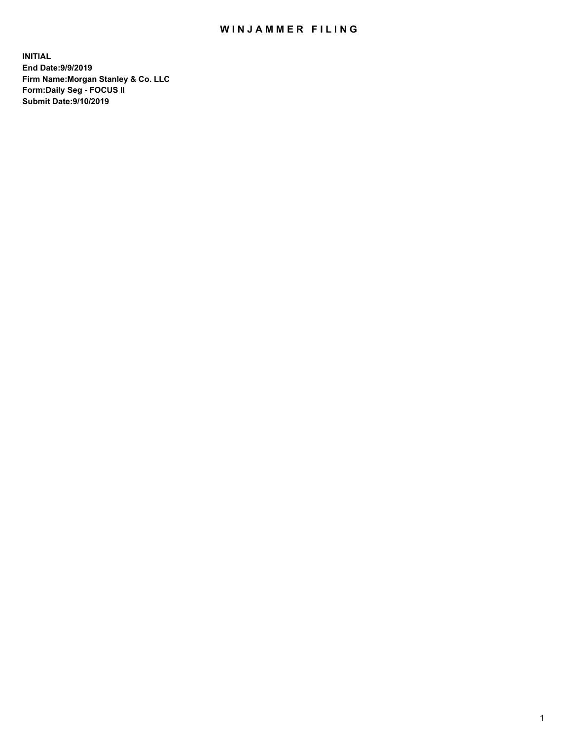# WINJAMMER FILING

**INITIAL**
**End Date:9/9/2019**
**Firm Name:Morgan Stanley & Co. LLC**
**Form:Daily Seg - FOCUS II**
**Submit Date:9/10/2019**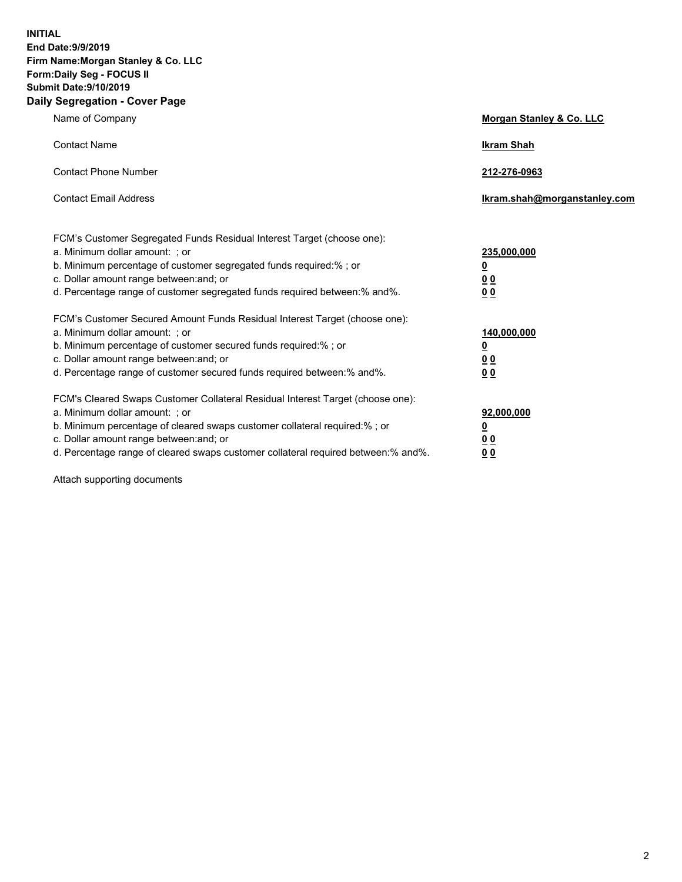**INITIAL**
**End Date:9/9/2019**
**Firm Name:Morgan Stanley & Co. LLC**
**Form:Daily Seg - FOCUS II**
**Submit Date:9/10/2019**

## Daily Segregation - Cover Page

| | |
|---|---|
| Name of Company | **Morgan Stanley & Co. LLC** |
| Contact Name | **Ikram Shah** |
| Contact Phone Number | **212-276-0963** |
| Contact Email Address | **Ikram.shah@morganstanley.com** |

| | |
|---|---|
| FCM's Customer Segregated Funds Residual Interest Target (choose one): | |
| a. Minimum dollar amount: ; or | **235,000,000** |
| b. Minimum percentage of customer segregated funds required:% ; or | **0** |
| c. Dollar amount range between:and; or | **0 0** |
| d. Percentage range of customer segregated funds required between:% and%. | **0 0** |
| FCM's Customer Secured Amount Funds Residual Interest Target (choose one): | |
| a. Minimum dollar amount: ; or | **140,000,000** |
| b. Minimum percentage of customer secured funds required:% ; or | **0** |
| c. Dollar amount range between:and; or | **0 0** |
| d. Percentage range of customer secured funds required between:% and%. | **0 0** |
| FCM's Cleared Swaps Customer Collateral Residual Interest Target (choose one): | |
| a. Minimum dollar amount: ; or | **92,000,000** |
| b. Minimum percentage of cleared swaps customer collateral required:% ; or | **0** |
| c. Dollar amount range between:and; or | **0 0** |
| d. Percentage range of cleared swaps customer collateral required between:% and%. | **0 0** |

Attach supporting documents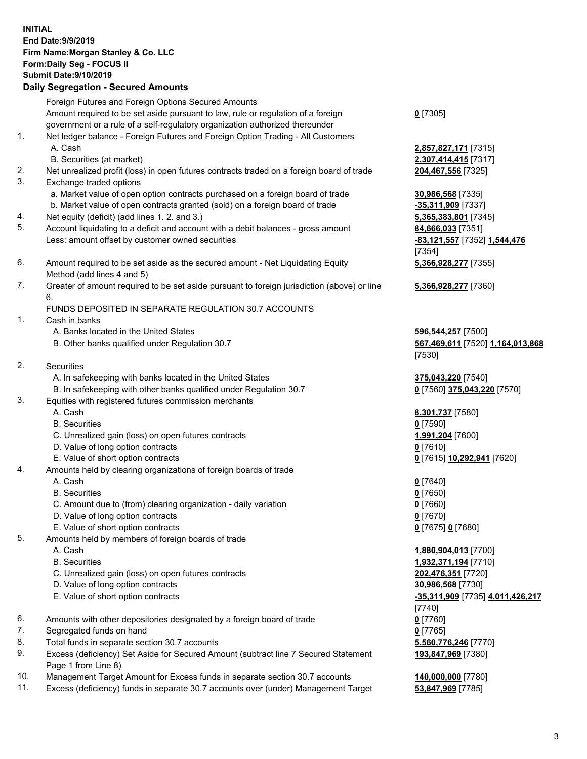**INITIAL**
**End Date:9/9/2019**
**Firm Name:Morgan Stanley & Co. LLC**
**Form:Daily Seg - FOCUS II**
**Submit Date:9/10/2019**

## Daily Segregation - Secured Amounts

| | | |
|---|---|---|
| | Foreign Futures and Foreign Options Secured Amounts | |
| | Amount required to be set aside pursuant to law, rule or regulation of a foreign government or a rule of a self-regulatory organization authorized thereunder | **0** [7305] |
| 1. | Net ledger balance - Foreign Futures and Foreign Option Trading - All Customers | |
| | A. Cash | **2,857,827,171** [7315] |
| | B. Securities (at market) | **2,307,414,415** [7317] |
| 2. | Net unrealized profit (loss) in open futures contracts traded on a foreign board of trade | **204,467,556** [7325] |
| 3. | Exchange traded options | |
| | a. Market value of open option contracts purchased on a foreign board of trade | **30,986,568** [7335] |
| | b. Market value of open contracts granted (sold) on a foreign board of trade | **-35,311,909** [7337] |
| 4. | Net equity (deficit) (add lines 1. 2. and 3.) | **5,365,383,801** [7345] |
| 5. | Account liquidating to a deficit and account with a debit balances - gross amount | **84,666,033** [7351] |
| | Less: amount offset by customer owned securities | **-83,121,557** [7352] **1,544,476** [7354] |
| 6. | Amount required to be set aside as the secured amount - Net Liquidating Equity Method (add lines 4 and 5) | **5,366,928,277** [7355] |
| 7. | Greater of amount required to be set aside pursuant to foreign jurisdiction (above) or line 6. | **5,366,928,277** [7360] |
| | FUNDS DEPOSITED IN SEPARATE REGULATION 30.7 ACCOUNTS | |
| 1. | Cash in banks | |
| | A. Banks located in the United States | **596,544,257** [7500] |
| | B. Other banks qualified under Regulation 30.7 | **567,469,611** [7520] **1,164,013,868** [7530] |
| 2. | Securities | |
| | A. In safekeeping with banks located in the United States | **375,043,220** [7540] |
| | B. In safekeeping with other banks qualified under Regulation 30.7 | **0** [7560] **375,043,220** [7570] |
| 3. | Equities with registered futures commission merchants | |
| | A. Cash | **8,301,737** [7580] |
| | B. Securities | **0** [7590] |
| | C. Unrealized gain (loss) on open futures contracts | **1,991,204** [7600] |
| | D. Value of long option contracts | **0** [7610] |
| | E. Value of short option contracts | **0** [7615] **10,292,941** [7620] |
| 4. | Amounts held by clearing organizations of foreign boards of trade | |
| | A. Cash | **0** [7640] |
| | B. Securities | **0** [7650] |
| | C. Amount due to (from) clearing organization - daily variation | **0** [7660] |
| | D. Value of long option contracts | **0** [7670] |
| | E. Value of short option contracts | **0** [7675] **0** [7680] |
| 5. | Amounts held by members of foreign boards of trade | |
| | A. Cash | **1,880,904,013** [7700] |
| | B. Securities | **1,932,371,194** [7710] |
| | C. Unrealized gain (loss) on open futures contracts | **202,476,351** [7720] |
| | D. Value of long option contracts | **30,986,568** [7730] |
| | E. Value of short option contracts | **-35,311,909** [7735] **4,011,426,217** [7740] |
| 6. | Amounts with other depositories designated by a foreign board of trade | **0** [7760] |
| 7. | Segregated funds on hand | **0** [7765] |
| 8. | Total funds in separate section 30.7 accounts | **5,560,776,246** [7770] |
| 9. | Excess (deficiency) Set Aside for Secured Amount (subtract line 7 Secured Statement Page 1 from Line 8) | **193,847,969** [7380] |
| 10. | Management Target Amount for Excess funds in separate section 30.7 accounts | **140,000,000** [7780] |
| 11. | Excess (deficiency) funds in separate 30.7 accounts over (under) Management Target | **53,847,969** [7785] |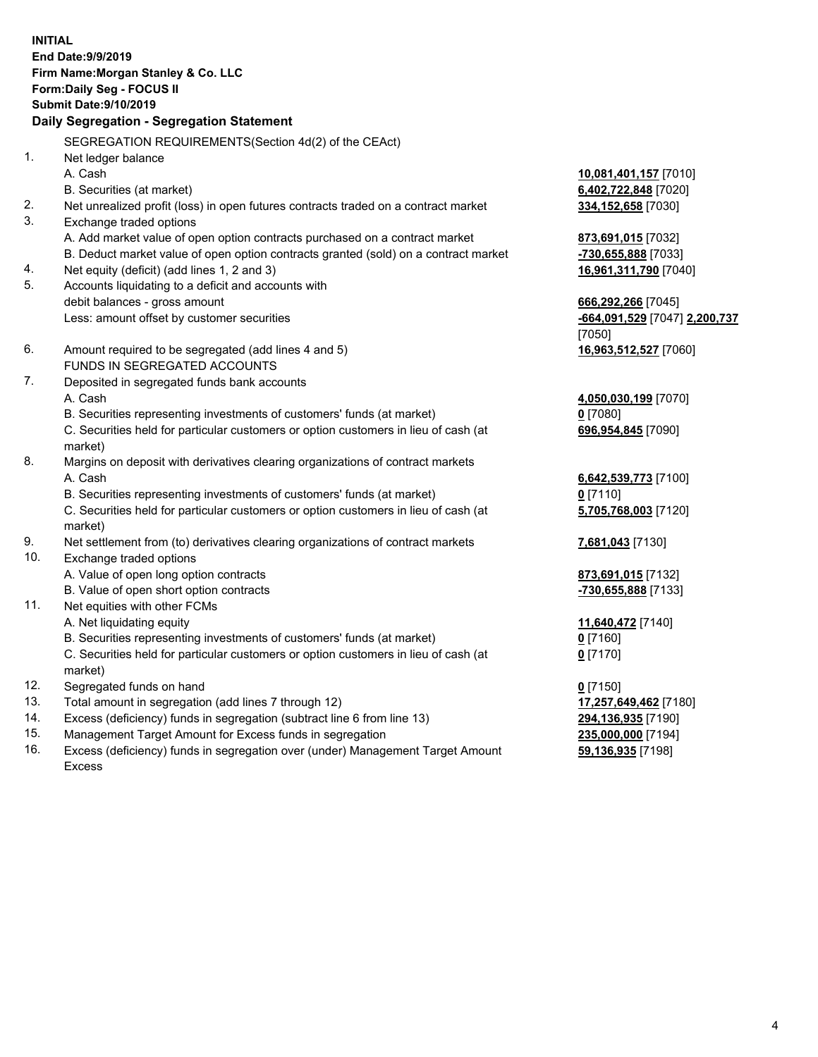**INITIAL**
**End Date:9/9/2019**
**Firm Name:Morgan Stanley & Co. LLC**
**Form:Daily Seg - FOCUS II**
**Submit Date:9/10/2019**

### Daily Segregation - Segregation Statement

SEGREGATION REQUIREMENTS(Section 4d(2) of the CEAct)

| | | |
|---|---|---|
| 1. | Net ledger balance | |
| | A. Cash | **10,081,401,157** [7010] |
| | B. Securities (at market) | **6,402,722,848** [7020] |
| 2. | Net unrealized profit (loss) in open futures contracts traded on a contract market | **334,152,658** [7030] |
| 3. | Exchange traded options | |
| | A. Add market value of open option contracts purchased on a contract market | **873,691,015** [7032] |
| | B. Deduct market value of open option contracts granted (sold) on a contract market | **-730,655,888** [7033] |
| 4. | Net equity (deficit) (add lines 1, 2 and 3) | **16,961,311,790** [7040] |
| 5. | Accounts liquidating to a deficit and accounts with debit balances - gross amount | **666,292,266** [7045] |
| | Less: amount offset by customer securities | **-664,091,529** [7047] **2,200,737** [7050] |
| 6. | Amount required to be segregated (add lines 4 and 5) | **16,963,512,527** [7060] |
| | FUNDS IN SEGREGATED ACCOUNTS | |
| 7. | Deposited in segregated funds bank accounts | |
| | A. Cash | **4,050,030,199** [7070] |
| | B. Securities representing investments of customers' funds (at market) | **0** [7080] |
| | C. Securities held for particular customers or option customers in lieu of cash (at market) | **696,954,845** [7090] |
| 8. | Margins on deposit with derivatives clearing organizations of contract markets | |
| | A. Cash | **6,642,539,773** [7100] |
| | B. Securities representing investments of customers' funds (at market) | **0** [7110] |
| | C. Securities held for particular customers or option customers in lieu of cash (at market) | **5,705,768,003** [7120] |
| 9. | Net settlement from (to) derivatives clearing organizations of contract markets | **7,681,043** [7130] |
| 10. | Exchange traded options | |
| | A. Value of open long option contracts | **873,691,015** [7132] |
| | B. Value of open short option contracts | **-730,655,888** [7133] |
| 11. | Net equities with other FCMs | |
| | A. Net liquidating equity | **11,640,472** [7140] |
| | B. Securities representing investments of customers' funds (at market) | **0** [7160] |
| | C. Securities held for particular customers or option customers in lieu of cash (at market) | **0** [7170] |
| 12. | Segregated funds on hand | **0** [7150] |
| 13. | Total amount in segregation (add lines 7 through 12) | **17,257,649,462** [7180] |
| 14. | Excess (deficiency) funds in segregation (subtract line 6 from line 13) | **294,136,935** [7190] |
| 15. | Management Target Amount for Excess funds in segregation | **235,000,000** [7194] |
| 16. | Excess (deficiency) funds in segregation over (under) Management Target Amount Excess | **59,136,935** [7198] |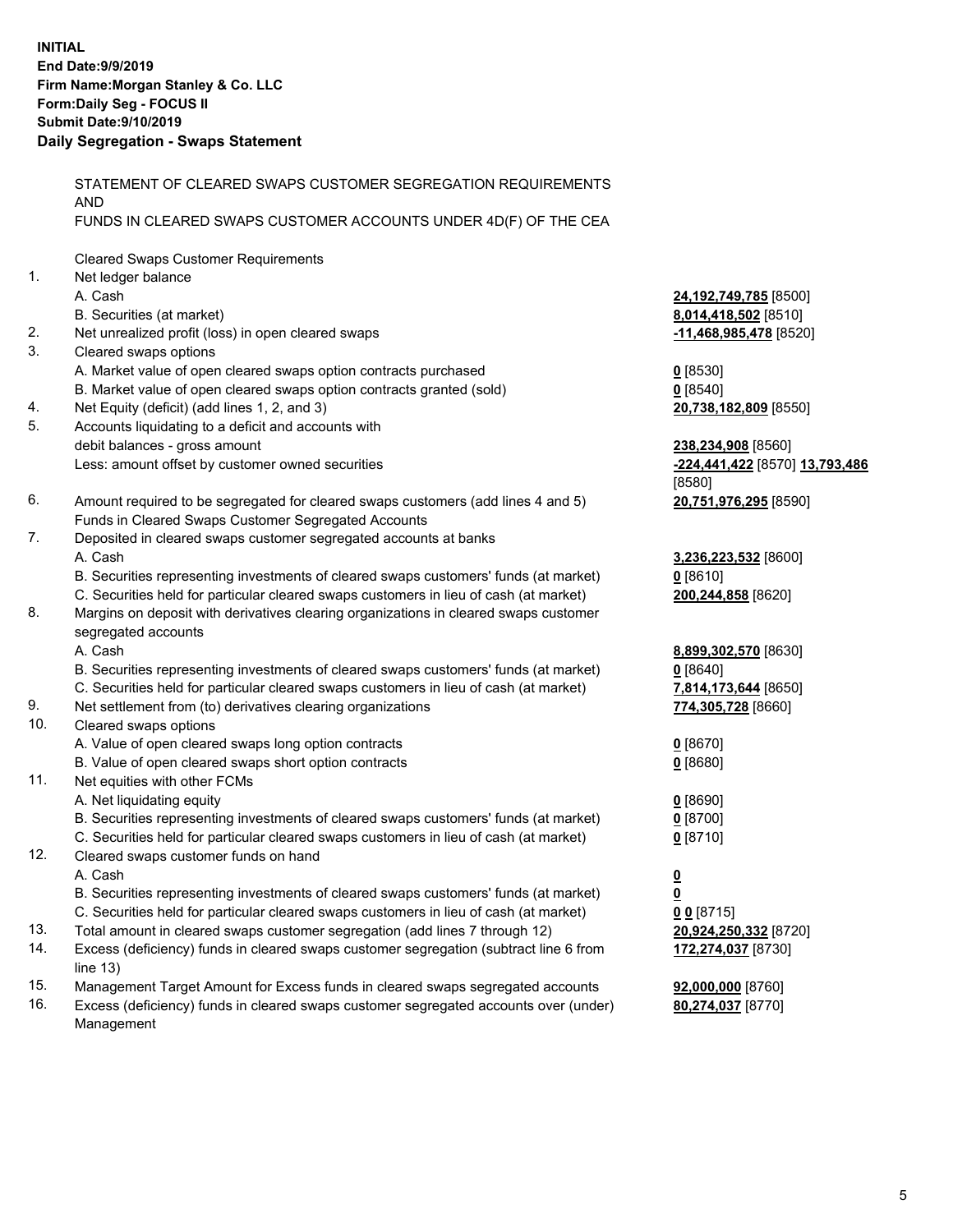**INITIAL**
**End Date:9/9/2019**
**Firm Name:Morgan Stanley & Co. LLC**
**Form:Daily Seg - FOCUS II**
**Submit Date:9/10/2019**
**Daily Segregation - Swaps Statement**

STATEMENT OF CLEARED SWAPS CUSTOMER SEGREGATION REQUIREMENTS AND FUNDS IN CLEARED SWAPS CUSTOMER ACCOUNTS UNDER 4D(F) OF THE CEA

| | | |
|---|---|---|
| | Cleared Swaps Customer Requirements | |
| 1. | Net ledger balance | |
| | A. Cash | **24,192,749,785** [8500] |
| | B. Securities (at market) | **8,014,418,502** [8510] |
| 2. | Net unrealized profit (loss) in open cleared swaps | **-11,468,985,478** [8520] |
| 3. | Cleared swaps options | |
| | A. Market value of open cleared swaps option contracts purchased | **0** [8530] |
| | B. Market value of open cleared swaps option contracts granted (sold) | **0** [8540] |
| 4. | Net Equity (deficit) (add lines 1, 2, and 3) | **20,738,182,809** [8550] |
| 5. | Accounts liquidating to a deficit and accounts with debit balances - gross amount | **238,234,908** [8560] |
| | Less: amount offset by customer owned securities | **-224,441,422** [8570] **13,793,486** [8580] |
| 6. | Amount required to be segregated for cleared swaps customers (add lines 4 and 5) | **20,751,976,295** [8590] |
| | Funds in Cleared Swaps Customer Segregated Accounts | |
| 7. | Deposited in cleared swaps customer segregated accounts at banks | |
| | A. Cash | **3,236,223,532** [8600] |
| | B. Securities representing investments of cleared swaps customers' funds (at market) | **0** [8610] |
| | C. Securities held for particular cleared swaps customers in lieu of cash (at market) | **200,244,858** [8620] |
| 8. | Margins on deposit with derivatives clearing organizations in cleared swaps customer segregated accounts | |
| | A. Cash | **8,899,302,570** [8630] |
| | B. Securities representing investments of cleared swaps customers' funds (at market) | **0** [8640] |
| | C. Securities held for particular cleared swaps customers in lieu of cash (at market) | **7,814,173,644** [8650] |
| 9. | Net settlement from (to) derivatives clearing organizations | **774,305,728** [8660] |
| 10. | Cleared swaps options | |
| | A. Value of open cleared swaps long option contracts | **0** [8670] |
| | B. Value of open cleared swaps short option contracts | **0** [8680] |
| 11. | Net equities with other FCMs | |
| | A. Net liquidating equity | **0** [8690] |
| | B. Securities representing investments of cleared swaps customers' funds (at market) | **0** [8700] |
| | C. Securities held for particular cleared swaps customers in lieu of cash (at market) | **0** [8710] |
| 12. | Cleared swaps customer funds on hand | |
| | A. Cash | **0** |
| | B. Securities representing investments of cleared swaps customers' funds (at market) | **0** |
| | C. Securities held for particular cleared swaps customers in lieu of cash (at market) | **0** **0** [8715] |
| 13. | Total amount in cleared swaps customer segregation (add lines 7 through 12) | **20,924,250,332** [8720] |
| 14. | Excess (deficiency) funds in cleared swaps customer segregation (subtract line 6 from line 13) | **172,274,037** [8730] |
| 15. | Management Target Amount for Excess funds in cleared swaps segregated accounts | **92,000,000** [8760] |
| 16. | Excess (deficiency) funds in cleared swaps customer segregated accounts over (under) Management | **80,274,037** [8770] |